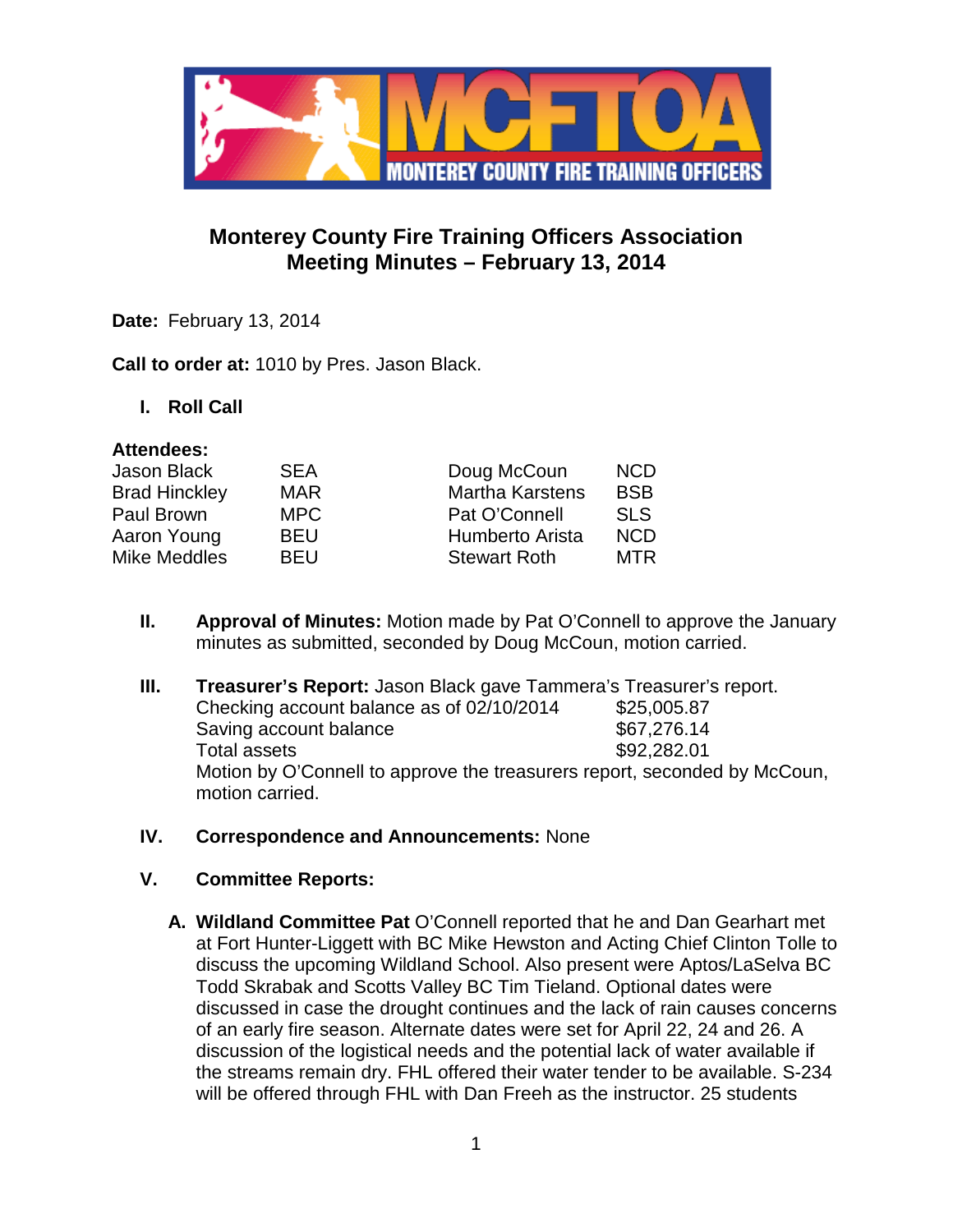# Monterey County Fire Training Officers Association
## Meeting Minutes – February 13, 2014

**Date:** February 13, 2014

**Call to order at:** 1010 by Pres. Jason Black.

### I. Roll Call

**Attendees:**

| | | | |
|---|---|---|---|
| Jason Black | SEA | Doug McCoun | NCD |
| Brad Hinckley | MAR | Martha Karstens | BSB |
| Paul Brown | MPC | Pat O'Connell | SLS |
| Aaron Young | BEU | Humberto Arista | NCD |
| Mike Meddles | BEU | Stewart Roth | MTR |

### II. Approval of Minutes:

Motion made by Pat O'Connell to approve the January minutes as submitted, seconded by Doug McCoun, motion carried.

### III. Treasurer's Report:

Jason Black gave Tammera's Treasurer's report.

| | |
|---|---|
| Checking account balance as of 02/10/2014 | $25,005.87 |
| Saving account balance | $67,276.14 |
| Total assets | $92,282.01 |

Motion by O'Connell to approve the treasurers report, seconded by McCoun, motion carried.

### IV. Correspondence and Announcements:

None

### V. Committee Reports:

**A. Wildland Committee Pat** O'Connell reported that he and Dan Gearhart met at Fort Hunter-Liggett with BC Mike Hewston and Acting Chief Clinton Tolle to discuss the upcoming Wildland School. Also present were Aptos/LaSelva BC Todd Skrabak and Scotts Valley BC Tim Tieland. Optional dates were discussed in case the drought continues and the lack of rain causes concerns of an early fire season. Alternate dates were set for April 22, 24 and 26. A discussion of the logistical needs and the potential lack of water available if the streams remain dry. FHL offered their water tender to be available. S-234 will be offered through FHL with Dan Freeh as the instructor. 25 students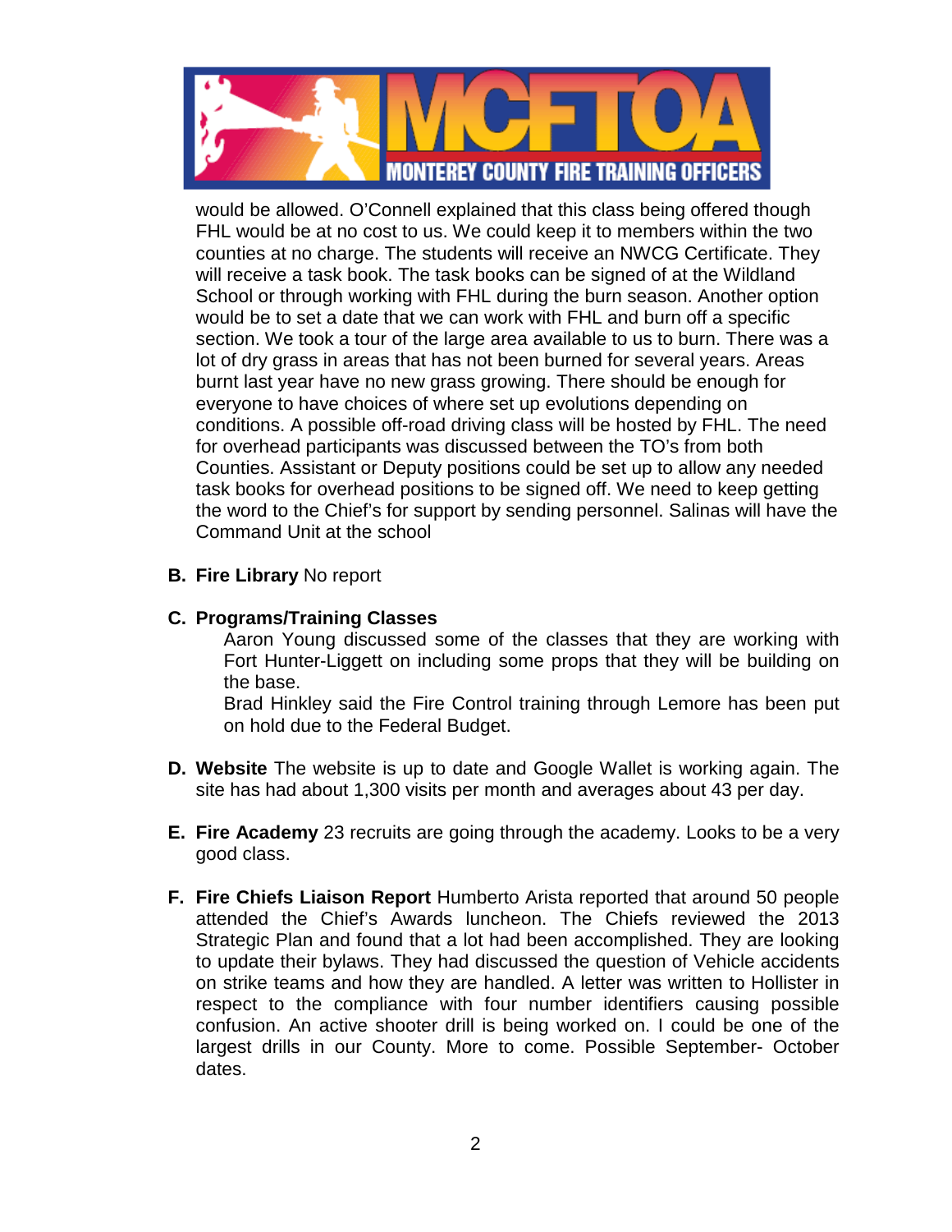would be allowed. O'Connell explained that this class being offered though FHL would be at no cost to us. We could keep it to members within the two counties at no charge. The students will receive an NWCG Certificate. They will receive a task book. The task books can be signed of at the Wildland School or through working with FHL during the burn season. Another option would be to set a date that we can work with FHL and burn off a specific section. We took a tour of the large area available to us to burn. There was a lot of dry grass in areas that has not been burned for several years. Areas burnt last year have no new grass growing. There should be enough for everyone to have choices of where set up evolutions depending on conditions. A possible off-road driving class will be hosted by FHL. The need for overhead participants was discussed between the TO's from both Counties. Assistant or Deputy positions could be set up to allow any needed task books for overhead positions to be signed off. We need to keep getting the word to the Chief's for support by sending personnel. Salinas will have the Command Unit at the school

**B. Fire Library** No report

**C. Programs/Training Classes**

Aaron Young discussed some of the classes that they are working with Fort Hunter-Liggett on including some props that they will be building on the base.

Brad Hinkley said the Fire Control training through Lemore has been put on hold due to the Federal Budget.

**D. Website** The website is up to date and Google Wallet is working again. The site has had about 1,300 visits per month and averages about 43 per day.

**E. Fire Academy** 23 recruits are going through the academy. Looks to be a very good class.

**F. Fire Chiefs Liaison Report** Humberto Arista reported that around 50 people attended the Chief's Awards luncheon. The Chiefs reviewed the 2013 Strategic Plan and found that a lot had been accomplished. They are looking to update their bylaws. They had discussed the question of Vehicle accidents on strike teams and how they are handled. A letter was written to Hollister in respect to the compliance with four number identifiers causing possible confusion. An active shooter drill is being worked on. I could be one of the largest drills in our County. More to come. Possible September- October dates.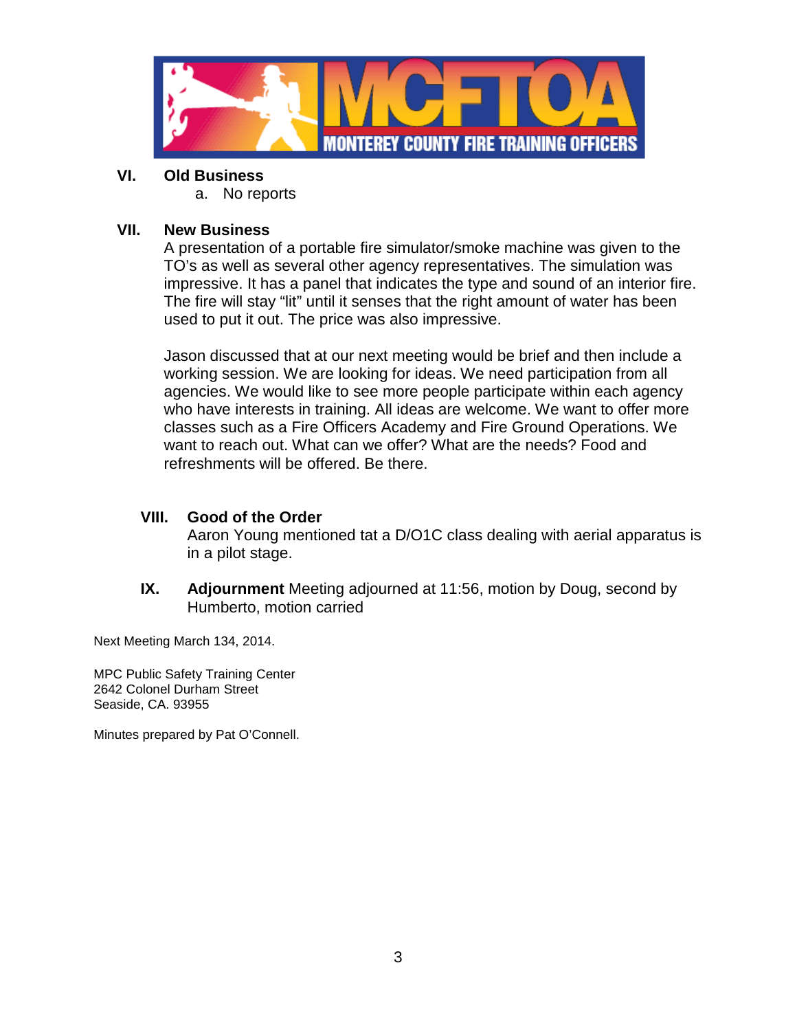## VI. Old Business

a. No reports

## VII. New Business

A presentation of a portable fire simulator/smoke machine was given to the TO's as well as several other agency representatives. The simulation was impressive. It has a panel that indicates the type and sound of an interior fire. The fire will stay "lit" until it senses that the right amount of water has been used to put it out. The price was also impressive.

Jason discussed that at our next meeting would be brief and then include a working session. We are looking for ideas. We need participation from all agencies. We would like to see more people participate within each agency who have interests in training. All ideas are welcome. We want to offer more classes such as a Fire Officers Academy and Fire Ground Operations. We want to reach out. What can we offer? What are the needs? Food and refreshments will be offered. Be there.

## VIII. Good of the Order

Aaron Young mentioned tat a D/O1C class dealing with aerial apparatus is in a pilot stage.

## IX. Adjournment

Meeting adjourned at 11:56, motion by Doug, second by Humberto, motion carried

Next Meeting March 134, 2014.

MPC Public Safety Training Center
2642 Colonel Durham Street
Seaside, CA. 93955

Minutes prepared by Pat O'Connell.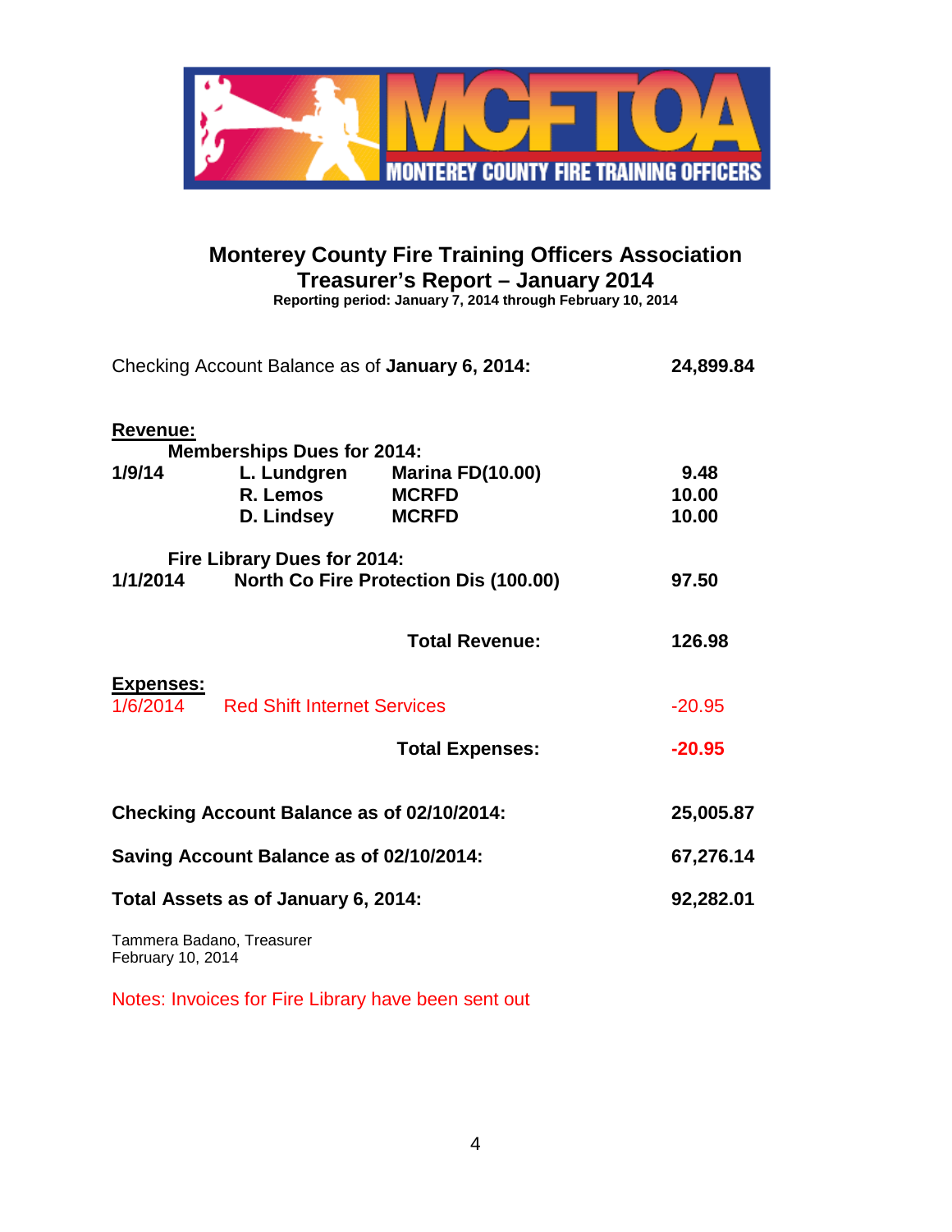MCFTOA
MONTEREY COUNTY FIRE TRAINING OFFICERS

# Monterey County Fire Training Officers Association

## Treasurer's Report – January 2014

**Reporting period: January 7, 2014 through February 10, 2014**

| | | | |
|---|---|---|---|
| Checking Account Balance as of **January 6, 2014:** | | | **24,899.84** |
| **Revenue:** | | | |
| | **Memberships Dues for 2014:** | | |
| **1/9/14** | **L. Lundgren** | **Marina FD(10.00)** | **9.48** |
| | **R. Lemos** | **MCRFD** | **10.00** |
| | **D. Lindsey** | **MCRFD** | **10.00** |
| | **Fire Library Dues for 2014:** | | |
| **1/1/2014** | **North Co Fire Protection Dis (100.00)** | | **97.50** |
| | | **Total Revenue:** | **126.98** |
| **Expenses:** | | | |
| 1/6/2014 | Red Shift Internet Services | | -20.95 |
| | | **Total Expenses:** | **-20.95** |
| **Checking Account Balance as of 02/10/2014:** | | | **25,005.87** |
| **Saving Account Balance as of 02/10/2014:** | | | **67,276.14** |
| **Total Assets as of January 6, 2014:** | | | **92,282.01** |

Tammera Badano, Treasurer
February 10, 2014

Notes: Invoices for Fire Library have been sent out